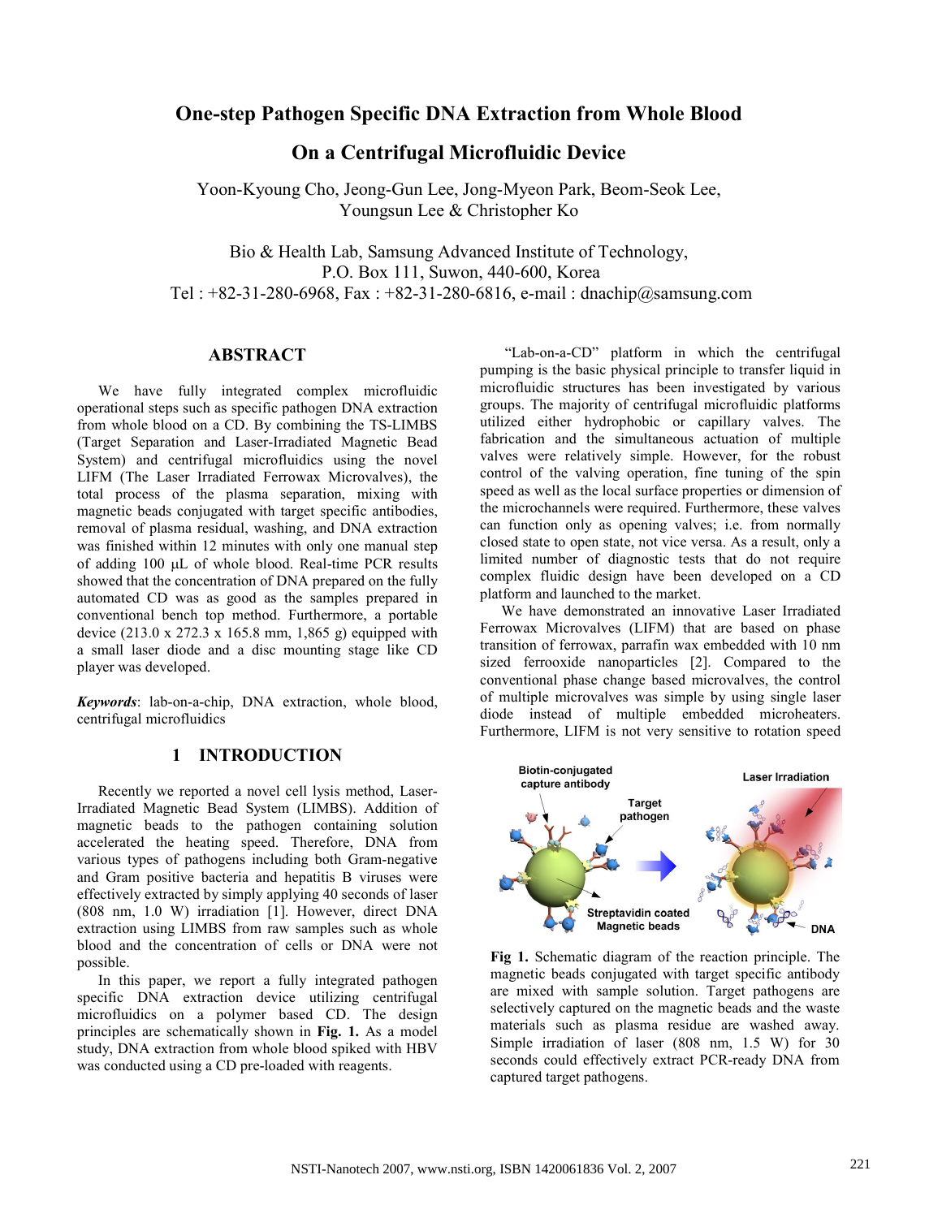# One-step Pathogen Specific DNA Extraction from Whole Blood On a Centrifugal Microfluidic Device

Yoon-Kyoung Cho, Jeong-Gun Lee, Jong-Myeon Park, Beom-Seok Lee, Youngsun Lee & Christopher Ko

Bio & Health Lab, Samsung Advanced Institute of Technology, P.O. Box 111, Suwon, 440-600, Korea
Tel : +82-31-280-6968, Fax : +82-31-280-6816, e-mail : dnachip@samsung.com

## ABSTRACT

We have fully integrated complex microfluidic operational steps such as specific pathogen DNA extraction from whole blood on a CD. By combining the TS-LIMBS (Target Separation and Laser-Irradiated Magnetic Bead System) and centrifugal microfluidics using the novel LIFM (The Laser Irradiated Ferrowax Microvalves), the total process of the plasma separation, mixing with magnetic beads conjugated with target specific antibodies, removal of plasma residual, washing, and DNA extraction was finished within 12 minutes with only one manual step of adding 100 μL of whole blood. Real-time PCR results showed that the concentration of DNA prepared on the fully automated CD was as good as the samples prepared in conventional bench top method. Furthermore, a portable device (213.0 x 272.3 x 165.8 mm, 1,865 g) equipped with a small laser diode and a disc mounting stage like CD player was developed.

***Keywords***: lab-on-a-chip, DNA extraction, whole blood, centrifugal microfluidics

## 1 INTRODUCTION

Recently we reported a novel cell lysis method, Laser-Irradiated Magnetic Bead System (LIMBS). Addition of magnetic beads to the pathogen containing solution accelerated the heating speed. Therefore, DNA from various types of pathogens including both Gram-negative and Gram positive bacteria and hepatitis B viruses were effectively extracted by simply applying 40 seconds of laser (808 nm, 1.0 W) irradiation [1]. However, direct DNA extraction using LIMBS from raw samples such as whole blood and the concentration of cells or DNA were not possible.

In this paper, we report a fully integrated pathogen specific DNA extraction device utilizing centrifugal microfluidics on a polymer based CD. The design principles are schematically shown in **Fig. 1.** As a model study, DNA extraction from whole blood spiked with HBV was conducted using a CD pre-loaded with reagents.

"Lab-on-a-CD" platform in which the centrifugal pumping is the basic physical principle to transfer liquid in microfluidic structures has been investigated by various groups. The majority of centrifugal microfluidic platforms utilized either hydrophobic or capillary valves. The fabrication and the simultaneous actuation of multiple valves were relatively simple. However, for the robust control of the valving operation, fine tuning of the spin speed as well as the local surface properties or dimension of the microchannels were required. Furthermore, these valves can function only as opening valves; i.e. from normally closed state to open state, not vice versa. As a result, only a limited number of diagnostic tests that do not require complex fluidic design have been developed on a CD platform and launched to the market.

We have demonstrated an innovative Laser Irradiated Ferrowax Microvalves (LIFM) that are based on phase transition of ferrowax, parrafin wax embedded with 10 nm sized ferrooxide nanoparticles [2]. Compared to the conventional phase change based microvalves, the control of multiple microvalves was simple by using single laser diode instead of multiple embedded microheaters. Furthermore, LIFM is not very sensitive to rotation speed

**Fig 1.** Schematic diagram of the reaction principle. The magnetic beads conjugated with target specific antibody are mixed with sample solution. Target pathogens are selectively captured on the magnetic beads and the waste materials such as plasma residue are washed away. Simple irradiation of laser (808 nm, 1.5 W) for 30 seconds could effectively extract PCR-ready DNA from captured target pathogens.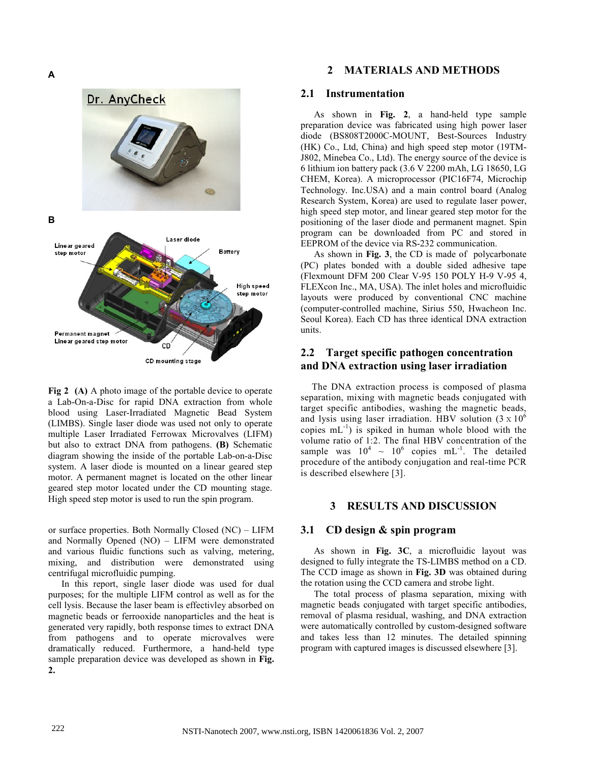**Fig 2 (A)** A photo image of the portable device to operate a Lab-On-a-Disc for rapid DNA extraction from whole blood using Laser-Irradiated Magnetic Bead System (LIMBS). Single laser diode was used not only to operate multiple Laser Irradiated Ferrowax Microvalves (LIFM) but also to extract DNA from pathogens. **(B)** Schematic diagram showing the inside of the portable Lab-on-a-Disc system. A laser diode is mounted on a linear geared step motor. A permanent magnet is located on the other linear geared step motor located under the CD mounting stage. High speed step motor is used to run the spin program.

or surface properties. Both Normally Closed (NC) – LIFM and Normally Opened (NO) – LIFM were demonstrated and various fluidic functions such as valving, metering, mixing, and distribution were demonstrated using centrifugal microfluidic pumping.

In this report, single laser diode was used for dual purposes; for the multiple LIFM control as well as for the cell lysis. Because the laser beam is effectivley absorbed on magnetic beads or ferrooxide nanoparticles and the heat is generated very rapidly, both response times to extract DNA from pathogens and to operate microvalves were dramatically reduced. Furthermore, a hand-held type sample preparation device was developed as shown in **Fig. 2.**

## 2 MATERIALS AND METHODS

### 2.1 Instrumentation

As shown in **Fig. 2**, a hand-held type sample preparation device was fabricated using high power laser diode (BS808T2000C-MOUNT, Best-Sources Industry (HK) Co., Ltd, China) and high speed step motor (19TM-J802, Minebea Co., Ltd). The energy source of the device is 6 lithium ion battery pack (3.6 V 2200 mAh, LG 18650, LG CHEM, Korea). A microprocessor (PIC16F74, Microchip Technology. Inc.USA) and a main control board (Analog Research System, Korea) are used to regulate laser power, high speed step motor, and linear geared step motor for the positioning of the laser diode and permanent magnet. Spin program can be downloaded from PC and stored in EEPROM of the device via RS-232 communication.

As shown in **Fig. 3**, the CD is made of polycarbonate (PC) plates bonded with a double sided adhesive tape (Flexmount DFM 200 Clear V-95 150 POLY H-9 V-95 4, FLEXcon Inc., MA, USA). The inlet holes and microfluidic layouts were produced by conventional CNC machine (computer-controlled machine, Sirius 550, Hwacheon Inc. Seoul Korea). Each CD has three identical DNA extraction units.

### 2.2 Target specific pathogen concentration and DNA extraction using laser irradiation

The DNA extraction process is composed of plasma separation, mixing with magnetic beads conjugated with target specific antibodies, washing the magnetic beads, and lysis using laser irradiation. HBV solution ($3 \times 10^6$ copies $mL^{-1}$) is spiked in human whole blood with the volume ratio of 1:2. The final HBV concentration of the sample was $10^4 \sim 10^6$ copies $mL^{-1}$. The detailed procedure of the antibody conjugation and real-time PCR is described elsewhere [3].

## 3 RESULTS AND DISCUSSION

### 3.1 CD design & spin program

As shown in **Fig. 3C**, a microfluidic layout was designed to fully integrate the TS-LIMBS method on a CD. The CCD image as shown in **Fig. 3D** was obtained during the rotation using the CCD camera and strobe light.

The total process of plasma separation, mixing with magnetic beads conjugated with target specific antibodies, removal of plasma residual, washing, and DNA extraction were automatically controlled by custom-designed software and takes less than 12 minutes. The detailed spinning program with captured images is discussed elsewhere [3].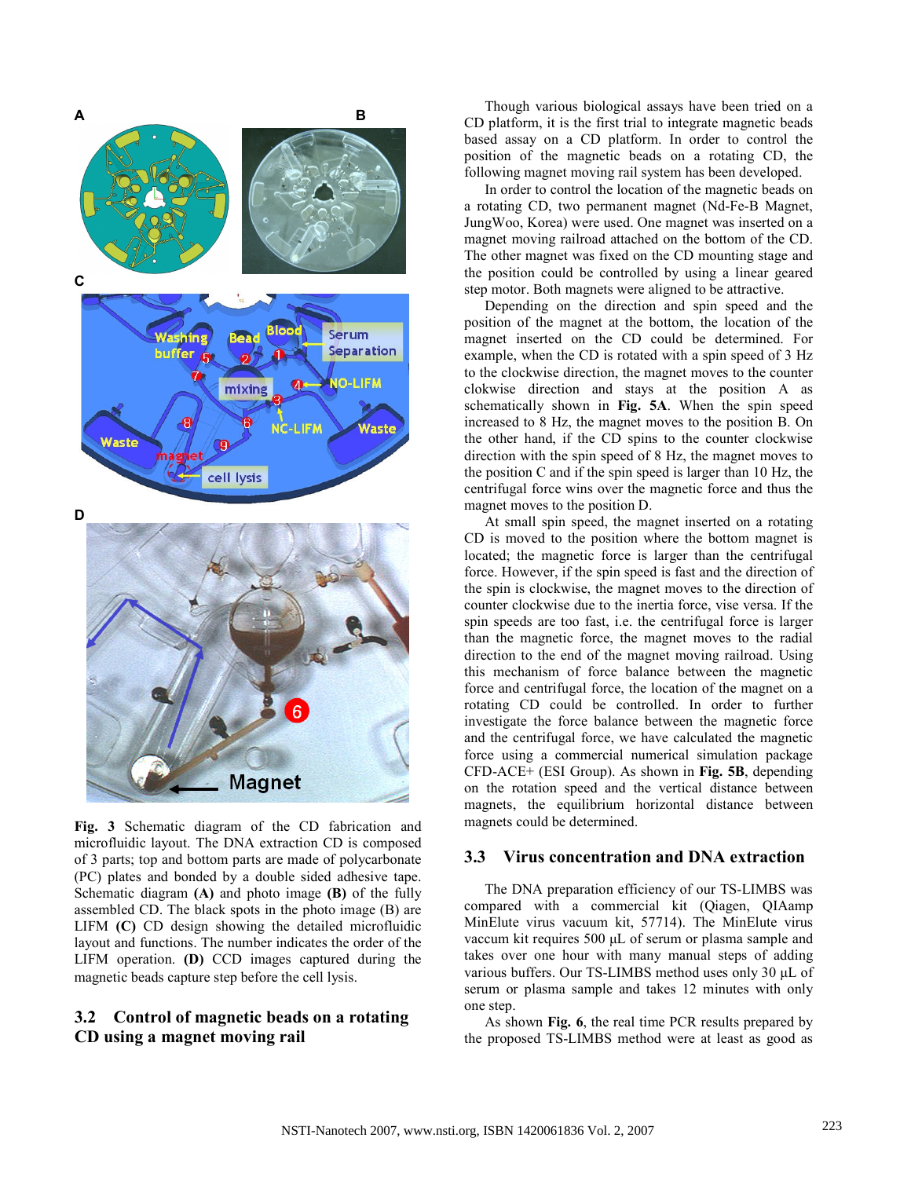**Fig. 3** Schematic diagram of the CD fabrication and microfluidic layout. The DNA extraction CD is composed of 3 parts; top and bottom parts are made of polycarbonate (PC) plates and bonded by a double sided adhesive tape. Schematic diagram **(A)** and photo image **(B)** of the fully assembled CD. The black spots in the photo image (B) are LIFM **(C)** CD design showing the detailed microfluidic layout and functions. The number indicates the order of the LIFM operation. **(D)** CCD images captured during the magnetic beads capture step before the cell lysis.

## 3.2 Control of magnetic beads on a rotating CD using a magnet moving rail

Though various biological assays have been tried on a CD platform, it is the first trial to integrate magnetic beads based assay on a CD platform. In order to control the position of the magnetic beads on a rotating CD, the following magnet moving rail system has been developed.

In order to control the location of the magnetic beads on a rotating CD, two permanent magnet (Nd-Fe-B Magnet, JungWoo, Korea) were used. One magnet was inserted on a magnet moving railroad attached on the bottom of the CD. The other magnet was fixed on the CD mounting stage and the position could be controlled by using a linear geared step motor. Both magnets were aligned to be attractive.

Depending on the direction and spin speed and the position of the magnet at the bottom, the location of the magnet inserted on the CD could be determined. For example, when the CD is rotated with a spin speed of 3 Hz to the clockwise direction, the magnet moves to the counter clokwise direction and stays at the position A as schematically shown in **Fig. 5A**. When the spin speed increased to 8 Hz, the magnet moves to the position B. On the other hand, if the CD spins to the counter clockwise direction with the spin speed of 8 Hz, the magnet moves to the position C and if the spin speed is larger than 10 Hz, the centrifugal force wins over the magnetic force and thus the magnet moves to the position D.

At small spin speed, the magnet inserted on a rotating CD is moved to the position where the bottom magnet is located; the magnetic force is larger than the centrifugal force. However, if the spin speed is fast and the direction of the spin is clockwise, the magnet moves to the direction of counter clockwise due to the inertia force, vise versa. If the spin speeds are too fast, i.e. the centrifugal force is larger than the magnetic force, the magnet moves to the radial direction to the end of the magnet moving railroad. Using this mechanism of force balance between the magnetic force and centrifugal force, the location of the magnet on a rotating CD could be controlled. In order to further investigate the force balance between the magnetic force and the centrifugal force, we have calculated the magnetic force using a commercial numerical simulation package CFD-ACE+ (ESI Group). As shown in **Fig. 5B**, depending on the rotation speed and the vertical distance between magnets, the equilibrium horizontal distance between magnets could be determined.

## 3.3 Virus concentration and DNA extraction

The DNA preparation efficiency of our TS-LIMBS was compared with a commercial kit (Qiagen, QIAamp MinElute virus vacuum kit, 57714). The MinElute virus vaccum kit requires 500 μL of serum or plasma sample and takes over one hour with many manual steps of adding various buffers. Our TS-LIMBS method uses only 30 μL of serum or plasma sample and takes 12 minutes with only one step.

As shown **Fig. 6**, the real time PCR results prepared by the proposed TS-LIMBS method were at least as good as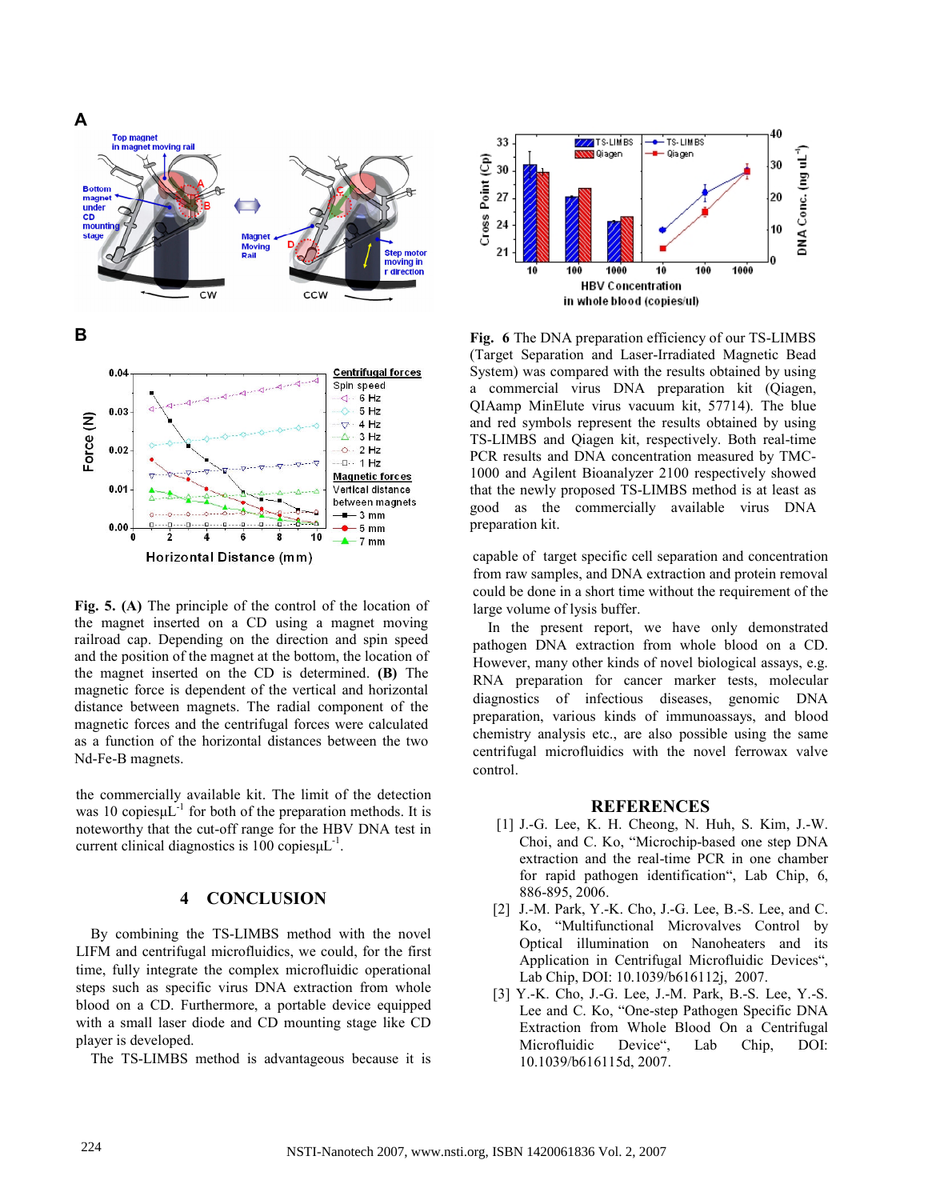A

Top magnet in magnet moving rail

Bottom magnet under CD mounting stage

Magnet Moving Rail

Step motor moving in r direction

CW

CCW

B

Force (N)

Horizontal Distance (mm)

Centrifugal forces
Spin speed
6 Hz
5 Hz
4 Hz
3 Hz
2 Hz
1 Hz

Magnetic forces
Vertical distance between magnets
3 mm
5 mm
7 mm

**Fig. 5. (A)** The principle of the control of the location of the magnet inserted on a CD using a magnet moving railroad cap. Depending on the direction and spin speed and the position of the magnet at the bottom, the location of the magnet inserted on the CD is determined. **(B)** The magnetic force is dependent of the vertical and horizontal distance between magnets. The radial component of the magnetic forces and the centrifugal forces were calculated as a function of the horizontal distances between the two Nd-Fe-B magnets.

the commercially available kit. The limit of the detection was 10 copiesμL$^{-1}$ for both of the preparation methods. It is noteworthy that the cut-off range for the HBV DNA test in current clinical diagnostics is 100 copiesμL$^{-1}$.

## 4 CONCLUSION

By combining the TS-LIMBS method with the novel LIFM and centrifugal microfluidics, we could, for the first time, fully integrate the complex microfluidic operational steps such as specific virus DNA extraction from whole blood on a CD. Furthermore, a portable device equipped with a small laser diode and CD mounting stage like CD player is developed.

The TS-LIMBS method is advantageous because it is capable of target specific cell separation and concentration from raw samples, and DNA extraction and protein removal could be done in a short time without the requirement of the large volume of lysis buffer.

In the present report, we have only demonstrated pathogen DNA extraction from whole blood on a CD. However, many other kinds of novel biological assays, e.g. RNA preparation for cancer marker tests, molecular diagnostics of infectious diseases, genomic DNA preparation, various kinds of immunoassays, and blood chemistry analysis etc., are also possible using the same centrifugal microfluidics with the novel ferrowax valve control.

Cross Point (Cp)

DNA Conc. (ng uL$^{-1}$)

TS-LIMBS
Qiagen

HBV Concentration
in whole blood (copies/ul)

**Fig. 6** The DNA preparation efficiency of our TS-LIMBS (Target Separation and Laser-Irradiated Magnetic Bead System) was compared with the results obtained by using a commercial virus DNA preparation kit (Qiagen, QIAamp MinElute virus vacuum kit, 57714). The blue and red symbols represent the results obtained by using TS-LIMBS and Qiagen kit, respectively. Both real-time PCR results and DNA concentration measured by TMC-1000 and Agilent Bioanalyzer 2100 respectively showed that the newly proposed TS-LIMBS method is at least as good as the commercially available virus DNA preparation kit.

## REFERENCES

[1] J.-G. Lee, K. H. Cheong, N. Huh, S. Kim, J.-W. Choi, and C. Ko, "Microchip-based one step DNA extraction and the real-time PCR in one chamber for rapid pathogen identification", Lab Chip, 6, 886-895, 2006.

[2] J.-M. Park, Y.-K. Cho, J.-G. Lee, B.-S. Lee, and C. Ko, "Multifunctional Microvalves Control by Optical illumination on Nanoheaters and its Application in Centrifugal Microfluidic Devices", Lab Chip, DOI: 10.1039/b616112j, 2007.

[3] Y.-K. Cho, J.-G. Lee, J.-M. Park, B.-S. Lee, Y.-S. Lee and C. Ko, "One-step Pathogen Specific DNA Extraction from Whole Blood On a Centrifugal Microfluidic Device", Lab Chip, DOI: 10.1039/b616115d, 2007.